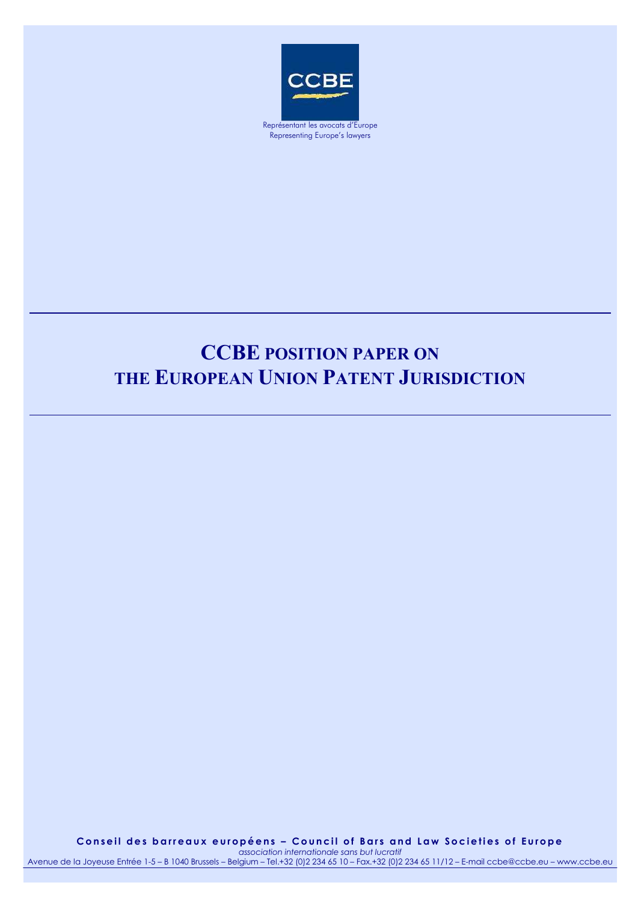CCBE

Représentant les avocats d'Europe
Representing Europe's lawyers

# CCBE POSITION PAPER ON THE EUROPEAN UNION PATENT JURISDICTION

**Conseil des barreaux européens – Council of Bars and Law Societies of Europe**
*association internationale sans but lucratif*
Avenue de la Joyeuse Entrée 1-5 – B 1040 Brussels – Belgium – Tel.+32 (0)2 234 65 10 – Fax.+32 (0)2 234 65 11/12 – E-mail ccbe@ccbe.eu – www.ccbe.eu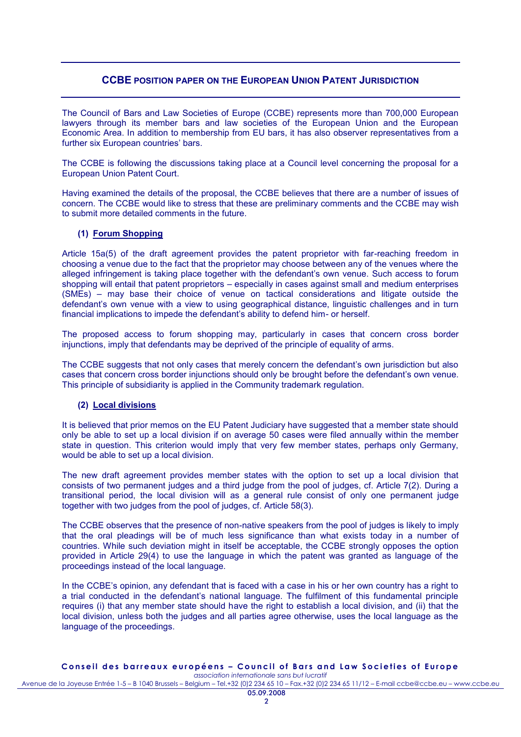## CCBE POSITION PAPER ON THE EUROPEAN UNION PATENT JURISDICTION

The Council of Bars and Law Societies of Europe (CCBE) represents more than 700,000 European lawyers through its member bars and law societies of the European Union and the European Economic Area. In addition to membership from EU bars, it has also observer representatives from a further six European countries' bars.

The CCBE is following the discussions taking place at a Council level concerning the proposal for a European Union Patent Court.

Having examined the details of the proposal, the CCBE believes that there are a number of issues of concern. The CCBE would like to stress that these are preliminary comments and the CCBE may wish to submit more detailed comments in the future.

### (1) Forum Shopping

Article 15a(5) of the draft agreement provides the patent proprietor with far-reaching freedom in choosing a venue due to the fact that the proprietor may choose between any of the venues where the alleged infringement is taking place together with the defendant's own venue. Such access to forum shopping will entail that patent proprietors – especially in cases against small and medium enterprises (SMEs) – may base their choice of venue on tactical considerations and litigate outside the defendant's own venue with a view to using geographical distance, linguistic challenges and in turn financial implications to impede the defendant's ability to defend him- or herself.

The proposed access to forum shopping may, particularly in cases that concern cross border injunctions, imply that defendants may be deprived of the principle of equality of arms.

The CCBE suggests that not only cases that merely concern the defendant's own jurisdiction but also cases that concern cross border injunctions should only be brought before the defendant's own venue. This principle of subsidiarity is applied in the Community trademark regulation.

### (2) Local divisions

It is believed that prior memos on the EU Patent Judiciary have suggested that a member state should only be able to set up a local division if on average 50 cases were filed annually within the member state in question. This criterion would imply that very few member states, perhaps only Germany, would be able to set up a local division.

The new draft agreement provides member states with the option to set up a local division that consists of two permanent judges and a third judge from the pool of judges, cf. Article 7(2). During a transitional period, the local division will as a general rule consist of only one permanent judge together with two judges from the pool of judges, cf. Article 58(3).

The CCBE observes that the presence of non-native speakers from the pool of judges is likely to imply that the oral pleadings will be of much less significance than what exists today in a number of countries. While such deviation might in itself be acceptable, the CCBE strongly opposes the option provided in Article 29(4) to use the language in which the patent was granted as language of the proceedings instead of the local language.

In the CCBE's opinion, any defendant that is faced with a case in his or her own country has a right to a trial conducted in the defendant's national language. The fulfilment of this fundamental principle requires (i) that any member state should have the right to establish a local division, and (ii) that the local division, unless both the judges and all parties agree otherwise, uses the local language as the language of the proceedings.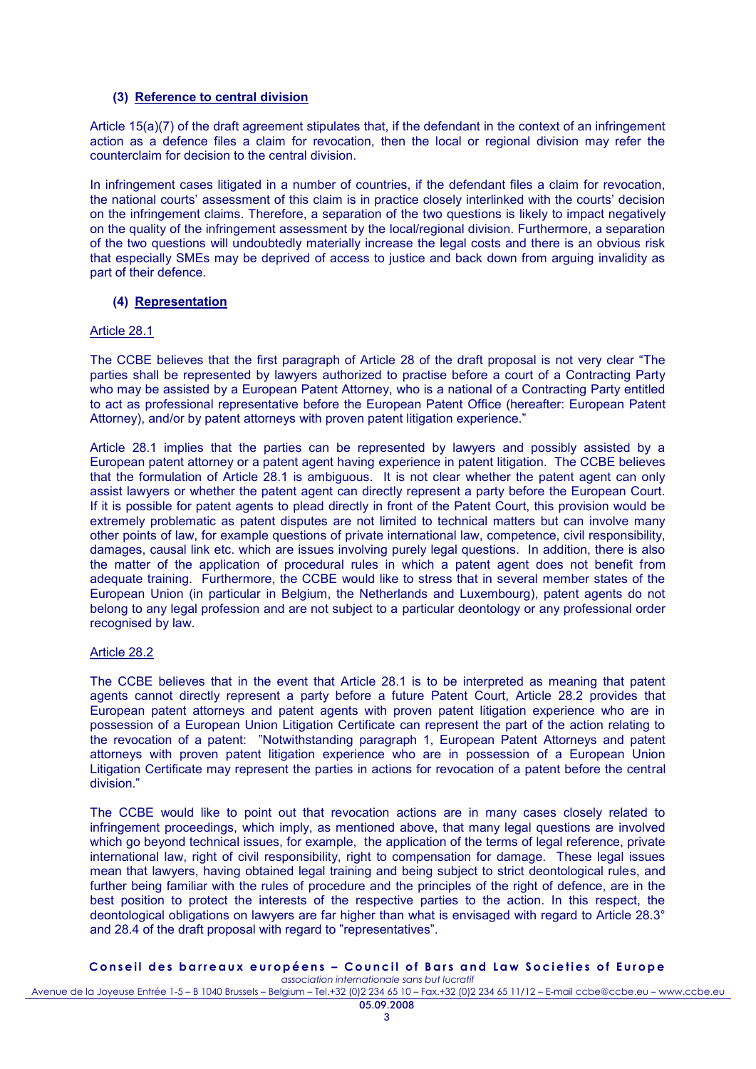### (3) Reference to central division

Article 15(a)(7) of the draft agreement stipulates that, if the defendant in the context of an infringement action as a defence files a claim for revocation, then the local or regional division may refer the counterclaim for decision to the central division.

In infringement cases litigated in a number of countries, if the defendant files a claim for revocation, the national courts' assessment of this claim is in practice closely interlinked with the courts' decision on the infringement claims. Therefore, a separation of the two questions is likely to impact negatively on the quality of the infringement assessment by the local/regional division. Furthermore, a separation of the two questions will undoubtedly materially increase the legal costs and there is an obvious risk that especially SMEs may be deprived of access to justice and back down from arguing invalidity as part of their defence.

### (4) Representation

Article 28.1

The CCBE believes that the first paragraph of Article 28 of the draft proposal is not very clear "The parties shall be represented by lawyers authorized to practise before a court of a Contracting Party who may be assisted by a European Patent Attorney, who is a national of a Contracting Party entitled to act as professional representative before the European Patent Office (hereafter: European Patent Attorney), and/or by patent attorneys with proven patent litigation experience."

Article 28.1 implies that the parties can be represented by lawyers and possibly assisted by a European patent attorney or a patent agent having experience in patent litigation. The CCBE believes that the formulation of Article 28.1 is ambiguous. It is not clear whether the patent agent can only assist lawyers or whether the patent agent can directly represent a party before the European Court. If it is possible for patent agents to plead directly in front of the Patent Court, this provision would be extremely problematic as patent disputes are not limited to technical matters but can involve many other points of law, for example questions of private international law, competence, civil responsibility, damages, causal link etc. which are issues involving purely legal questions. In addition, there is also the matter of the application of procedural rules in which a patent agent does not benefit from adequate training. Furthermore, the CCBE would like to stress that in several member states of the European Union (in particular in Belgium, the Netherlands and Luxembourg), patent agents do not belong to any legal profession and are not subject to a particular deontology or any professional order recognised by law.

Article 28.2

The CCBE believes that in the event that Article 28.1 is to be interpreted as meaning that patent agents cannot directly represent a party before a future Patent Court, Article 28.2 provides that European patent attorneys and patent agents with proven patent litigation experience who are in possession of a European Union Litigation Certificate can represent the part of the action relating to the revocation of a patent: "Notwithstanding paragraph 1, European Patent Attorneys and patent attorneys with proven patent litigation experience who are in possession of a European Union Litigation Certificate may represent the parties in actions for revocation of a patent before the central division."

The CCBE would like to point out that revocation actions are in many cases closely related to infringement proceedings, which imply, as mentioned above, that many legal questions are involved which go beyond technical issues, for example, the application of the terms of legal reference, private international law, right of civil responsibility, right to compensation for damage. These legal issues mean that lawyers, having obtained legal training and being subject to strict deontological rules, and further being familiar with the rules of procedure and the principles of the right of defence, are in the best position to protect the interests of the respective parties to the action. In this respect, the deontological obligations on lawyers are far higher than what is envisaged with regard to Article 28.3° and 28.4 of the draft proposal with regard to "representatives".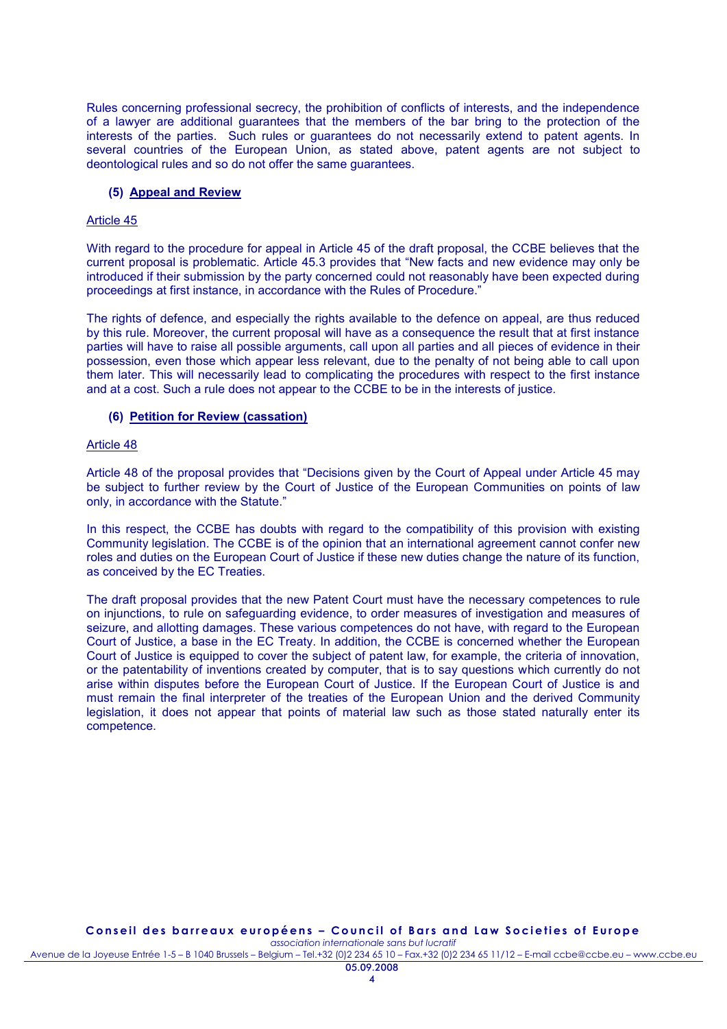Rules concerning professional secrecy, the prohibition of conflicts of interests, and the independence of a lawyer are additional guarantees that the members of the bar bring to the protection of the interests of the parties. Such rules or guarantees do not necessarily extend to patent agents. In several countries of the European Union, as stated above, patent agents are not subject to deontological rules and so do not offer the same guarantees.

### (5) Appeal and Review

Article 45

With regard to the procedure for appeal in Article 45 of the draft proposal, the CCBE believes that the current proposal is problematic. Article 45.3 provides that "New facts and new evidence may only be introduced if their submission by the party concerned could not reasonably have been expected during proceedings at first instance, in accordance with the Rules of Procedure."

The rights of defence, and especially the rights available to the defence on appeal, are thus reduced by this rule. Moreover, the current proposal will have as a consequence the result that at first instance parties will have to raise all possible arguments, call upon all parties and all pieces of evidence in their possession, even those which appear less relevant, due to the penalty of not being able to call upon them later. This will necessarily lead to complicating the procedures with respect to the first instance and at a cost. Such a rule does not appear to the CCBE to be in the interests of justice.

### (6) Petition for Review (cassation)

Article 48

Article 48 of the proposal provides that "Decisions given by the Court of Appeal under Article 45 may be subject to further review by the Court of Justice of the European Communities on points of law only, in accordance with the Statute."

In this respect, the CCBE has doubts with regard to the compatibility of this provision with existing Community legislation. The CCBE is of the opinion that an international agreement cannot confer new roles and duties on the European Court of Justice if these new duties change the nature of its function, as conceived by the EC Treaties.

The draft proposal provides that the new Patent Court must have the necessary competences to rule on injunctions, to rule on safeguarding evidence, to order measures of investigation and measures of seizure, and allotting damages. These various competences do not have, with regard to the European Court of Justice, a base in the EC Treaty. In addition, the CCBE is concerned whether the European Court of Justice is equipped to cover the subject of patent law, for example, the criteria of innovation, or the patentability of inventions created by computer, that is to say questions which currently do not arise within disputes before the European Court of Justice. If the European Court of Justice is and must remain the final interpreter of the treaties of the European Union and the derived Community legislation, it does not appear that points of material law such as those stated naturally enter its competence.